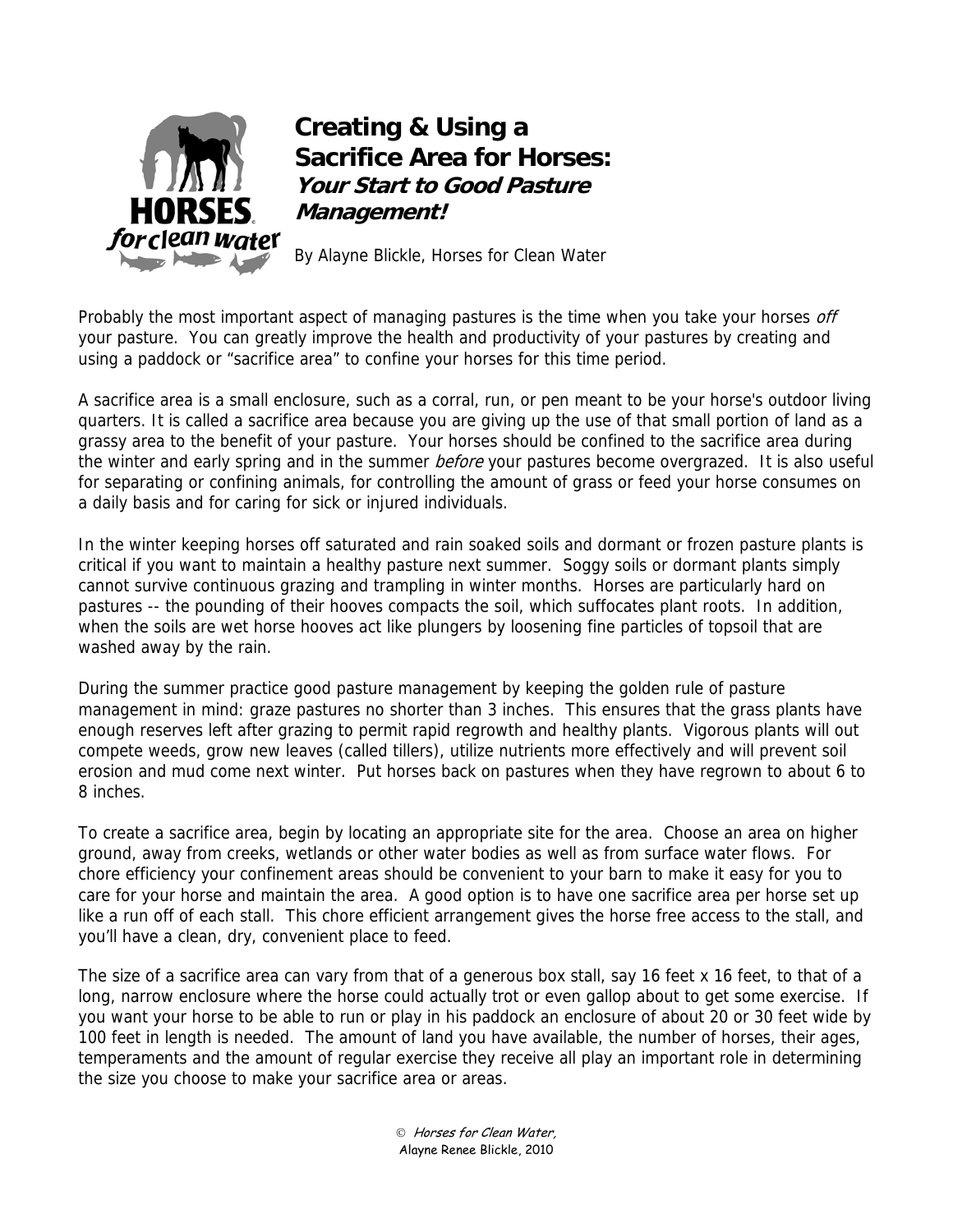# Creating & Using a Sacrifice Area for Horses: *Your Start to Good Pasture Management!*

By Alayne Blickle, Horses for Clean Water

Probably the most important aspect of managing pastures is the time when you take your horses *off* your pasture. You can greatly improve the health and productivity of your pastures by creating and using a paddock or "sacrifice area" to confine your horses for this time period.

A sacrifice area is a small enclosure, such as a corral, run, or pen meant to be your horse's outdoor living quarters. It is called a sacrifice area because you are giving up the use of that small portion of land as a grassy area to the benefit of your pasture. Your horses should be confined to the sacrifice area during the winter and early spring and in the summer *before* your pastures become overgrazed. It is also useful for separating or confining animals, for controlling the amount of grass or feed your horse consumes on a daily basis and for caring for sick or injured individuals.

In the winter keeping horses off saturated and rain soaked soils and dormant or frozen pasture plants is critical if you want to maintain a healthy pasture next summer. Soggy soils or dormant plants simply cannot survive continuous grazing and trampling in winter months. Horses are particularly hard on pastures -- the pounding of their hooves compacts the soil, which suffocates plant roots. In addition, when the soils are wet horse hooves act like plungers by loosening fine particles of topsoil that are washed away by the rain.

During the summer practice good pasture management by keeping the golden rule of pasture management in mind: graze pastures no shorter than 3 inches. This ensures that the grass plants have enough reserves left after grazing to permit rapid regrowth and healthy plants. Vigorous plants will out compete weeds, grow new leaves (called tillers), utilize nutrients more effectively and will prevent soil erosion and mud come next winter. Put horses back on pastures when they have regrown to about 6 to 8 inches.

To create a sacrifice area, begin by locating an appropriate site for the area. Choose an area on higher ground, away from creeks, wetlands or other water bodies as well as from surface water flows. For chore efficiency your confinement areas should be convenient to your barn to make it easy for you to care for your horse and maintain the area. A good option is to have one sacrifice area per horse set up like a run off of each stall. This chore efficient arrangement gives the horse free access to the stall, and you'll have a clean, dry, convenient place to feed.

The size of a sacrifice area can vary from that of a generous box stall, say 16 feet x 16 feet, to that of a long, narrow enclosure where the horse could actually trot or even gallop about to get some exercise. If you want your horse to be able to run or play in his paddock an enclosure of about 20 or 30 feet wide by 100 feet in length is needed. The amount of land you have available, the number of horses, their ages, temperaments and the amount of regular exercise they receive all play an important role in determining the size you choose to make your sacrifice area or areas.

© *Horses for Clean Water,*
Alayne Renee Blickle, 2010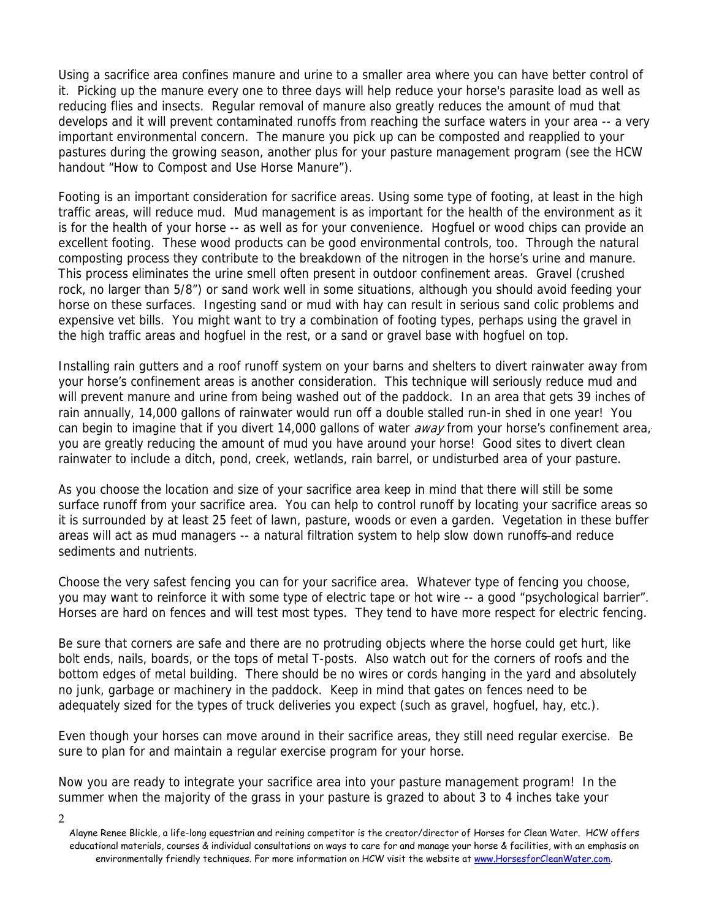Using a sacrifice area confines manure and urine to a smaller area where you can have better control of it. Picking up the manure every one to three days will help reduce your horse's parasite load as well as reducing flies and insects. Regular removal of manure also greatly reduces the amount of mud that develops and it will prevent contaminated runoffs from reaching the surface waters in your area -- a very important environmental concern. The manure you pick up can be composted and reapplied to your pastures during the growing season, another plus for your pasture management program (see the HCW handout "How to Compost and Use Horse Manure").

Footing is an important consideration for sacrifice areas. Using some type of footing, at least in the high traffic areas, will reduce mud. Mud management is as important for the health of the environment as it is for the health of your horse -- as well as for your convenience. Hogfuel or wood chips can provide an excellent footing. These wood products can be good environmental controls, too. Through the natural composting process they contribute to the breakdown of the nitrogen in the horse's urine and manure. This process eliminates the urine smell often present in outdoor confinement areas. Gravel (crushed rock, no larger than 5/8") or sand work well in some situations, although you should avoid feeding your horse on these surfaces. Ingesting sand or mud with hay can result in serious sand colic problems and expensive vet bills. You might want to try a combination of footing types, perhaps using the gravel in the high traffic areas and hogfuel in the rest, or a sand or gravel base with hogfuel on top.

Installing rain gutters and a roof runoff system on your barns and shelters to divert rainwater away from your horse's confinement areas is another consideration. This technique will seriously reduce mud and will prevent manure and urine from being washed out of the paddock. In an area that gets 39 inches of rain annually, 14,000 gallons of rainwater would run off a double stalled run-in shed in one year! You can begin to imagine that if you divert 14,000 gallons of water *away* from your horse's confinement area, you are greatly reducing the amount of mud you have around your horse! Good sites to divert clean rainwater to include a ditch, pond, creek, wetlands, rain barrel, or undisturbed area of your pasture.

As you choose the location and size of your sacrifice area keep in mind that there will still be some surface runoff from your sacrifice area. You can help to control runoff by locating your sacrifice areas so it is surrounded by at least 25 feet of lawn, pasture, woods or even a garden. Vegetation in these buffer areas will act as mud managers -- a natural filtration system to help slow down runoffs and reduce sediments and nutrients.

Choose the very safest fencing you can for your sacrifice area. Whatever type of fencing you choose, you may want to reinforce it with some type of electric tape or hot wire -- a good "psychological barrier". Horses are hard on fences and will test most types. They tend to have more respect for electric fencing.

Be sure that corners are safe and there are no protruding objects where the horse could get hurt, like bolt ends, nails, boards, or the tops of metal T-posts. Also watch out for the corners of roofs and the bottom edges of metal building. There should be no wires or cords hanging in the yard and absolutely no junk, garbage or machinery in the paddock. Keep in mind that gates on fences need to be adequately sized for the types of truck deliveries you expect (such as gravel, hogfuel, hay, etc.).

Even though your horses can move around in their sacrifice areas, they still need regular exercise. Be sure to plan for and maintain a regular exercise program for your horse.

Now you are ready to integrate your sacrifice area into your pasture management program! In the summer when the majority of the grass in your pasture is grazed to about 3 to 4 inches take your

Alayne Renee Blickle, a life-long equestrian and reining competitor is the creator/director of Horses for Clean Water. HCW offers educational materials, courses & individual consultations on ways to care for and manage your horse & facilities, with an emphasis on environmentally friendly techniques. For more information on HCW visit the website at www.HorsesforCleanWater.com.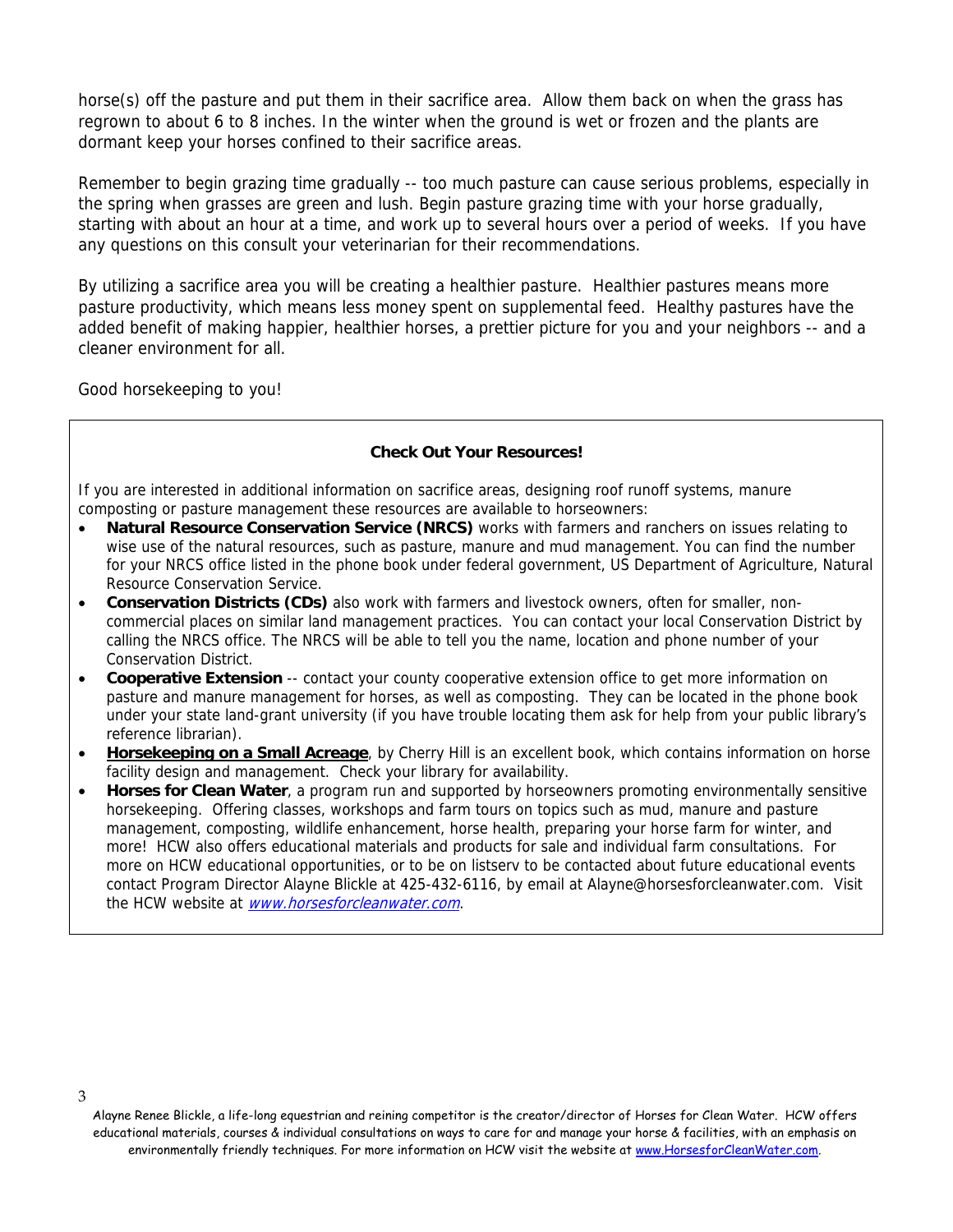horse(s) off the pasture and put them in their sacrifice area. Allow them back on when the grass has regrown to about 6 to 8 inches. In the winter when the ground is wet or frozen and the plants are dormant keep your horses confined to their sacrifice areas.

Remember to begin grazing time gradually -- too much pasture can cause serious problems, especially in the spring when grasses are green and lush. Begin pasture grazing time with your horse gradually, starting with about an hour at a time, and work up to several hours over a period of weeks. If you have any questions on this consult your veterinarian for their recommendations.

By utilizing a sacrifice area you will be creating a healthier pasture. Healthier pastures means more pasture productivity, which means less money spent on supplemental feed. Healthy pastures have the added benefit of making happier, healthier horses, a prettier picture for you and your neighbors -- and a cleaner environment for all.

Good horsekeeping to you!

**Check Out Your Resources!**

If you are interested in additional information on sacrifice areas, designing roof runoff systems, manure composting or pasture management these resources are available to horseowners:

- **Natural Resource Conservation Service (NRCS)** works with farmers and ranchers on issues relating to wise use of the natural resources, such as pasture, manure and mud management. You can find the number for your NRCS office listed in the phone book under federal government, US Department of Agriculture, Natural Resource Conservation Service.
- **Conservation Districts (CDs)** also work with farmers and livestock owners, often for smaller, non-commercial places on similar land management practices. You can contact your local Conservation District by calling the NRCS office. The NRCS will be able to tell you the name, location and phone number of your Conservation District.
- **Cooperative Extension** -- contact your county cooperative extension office to get more information on pasture and manure management for horses, as well as composting. They can be located in the phone book under your state land-grant university (if you have trouble locating them ask for help from your public library's reference librarian).
- **Horsekeeping on a Small Acreage**, by Cherry Hill is an excellent book, which contains information on horse facility design and management. Check your library for availability.
- **Horses for Clean Water**, a program run and supported by horseowners promoting environmentally sensitive horsekeeping. Offering classes, workshops and farm tours on topics such as mud, manure and pasture management, composting, wildlife enhancement, horse health, preparing your horse farm for winter, and more! HCW also offers educational materials and products for sale and individual farm consultations. For more on HCW educational opportunities, or to be on listserv to be contacted about future educational events contact Program Director Alayne Blickle at 425-432-6116, by email at Alayne@horsesforcleanwater.com. Visit the HCW website at *www.horsesforcleanwater.com*.

Alayne Renee Blickle, a life-long equestrian and reining competitor is the creator/director of Horses for Clean Water. HCW offers educational materials, courses & individual consultations on ways to care for and manage your horse & facilities, with an emphasis on environmentally friendly techniques. For more information on HCW visit the website at www.HorsesforCleanWater.com.